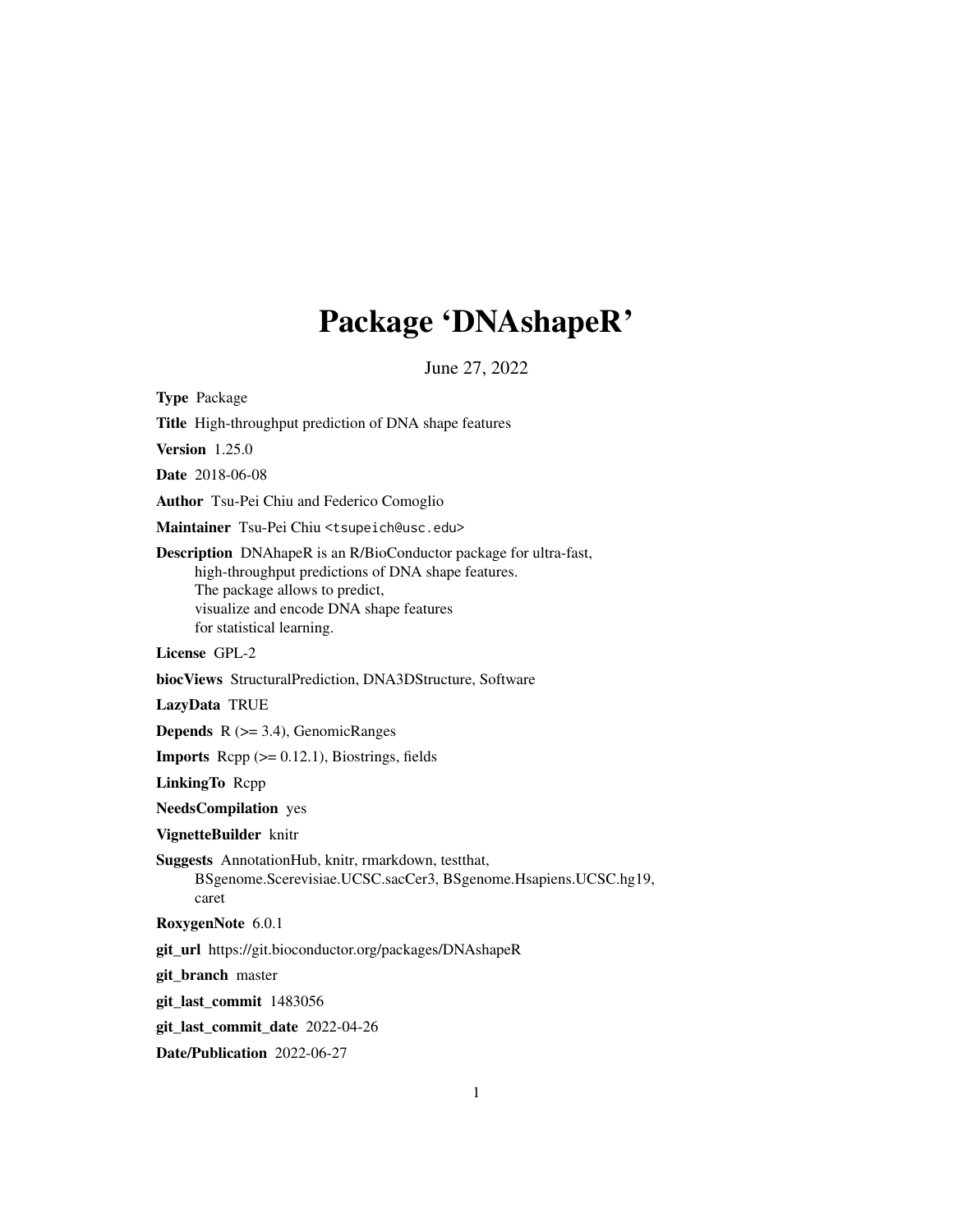# Package 'DNAshapeR'

June 27, 2022

**Type** Package

**Title** High-throughput prediction of DNA shape features

**Version** 1.25.0

**Date** 2018-06-08

**Author** Tsu-Pei Chiu and Federico Comoglio

**Maintainer** Tsu-Pei Chiu <tsupeich@usc.edu>

**Description** DNAhapeR is an R/BioConductor package for ultra-fast, high-throughput predictions of DNA shape features. The package allows to predict, visualize and encode DNA shape features for statistical learning.

**License** GPL-2

**biocViews** StructuralPrediction, DNA3DStructure, Software

**LazyData** TRUE

**Depends** R (>= 3.4), GenomicRanges

**Imports** Rcpp (>= 0.12.1), Biostrings, fields

**LinkingTo** Rcpp

**NeedsCompilation** yes

**VignetteBuilder** knitr

**Suggests** AnnotationHub, knitr, rmarkdown, testthat, BSgenome.Scerevisiae.UCSC.sacCer3, BSgenome.Hsapiens.UCSC.hg19, caret

**RoxygenNote** 6.0.1

**git_url** https://git.bioconductor.org/packages/DNAshapeR

**git_branch** master

**git_last_commit** 1483056

**git_last_commit_date** 2022-04-26

**Date/Publication** 2022-06-27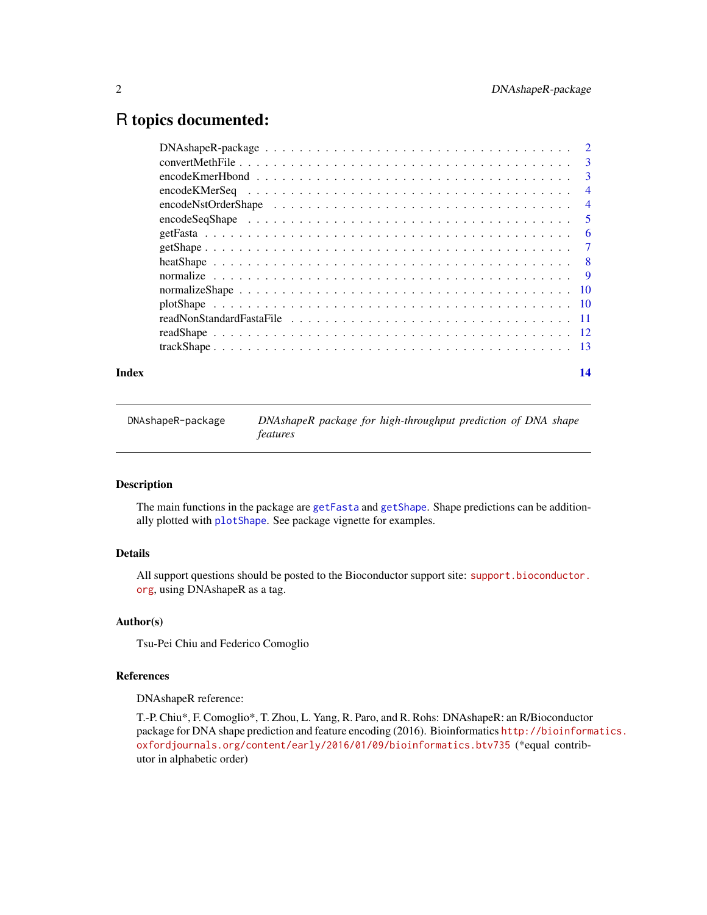# R topics documented:

| | |
|---|---|
| DNAshapeR-package | 2 |
| convertMethFile | 3 |
| encodeKmerHbond | 3 |
| encodeKMerSeq | 4 |
| encodeNstOrderShape | 4 |
| encodeSeqShape | 5 |
| getFasta | 6 |
| getShape | 7 |
| heatShape | 8 |
| normalize | 9 |
| normalizeShape | 10 |
| plotShape | 10 |
| readNonStandardFastaFile | 11 |
| readShape | 12 |
| trackShape | 13 |
| **Index** | **14** |

---

`DNAshapeR-package` *DNAshapeR package for high-throughput prediction of DNA shape features*

---

### Description

The main functions in the package are `getFasta` and `getShape`. Shape predictions can be additionally plotted with `plotShape`. See package vignette for examples.

### Details

All support questions should be posted to the Bioconductor support site: `support.bioconductor.org`, using DNAshapeR as a tag.

### Author(s)

Tsu-Pei Chiu and Federico Comoglio

### References

DNAshapeR reference:

T.-P. Chiu*, F. Comoglio*, T. Zhou, L. Yang, R. Paro, and R. Rohs: DNAshapeR: an R/Bioconductor package for DNA shape prediction and feature encoding (2016). Bioinformatics `http://bioinformatics.oxfordjournals.org/content/early/2016/01/09/bioinformatics.btv735` (*equal contributor in alphabetic order)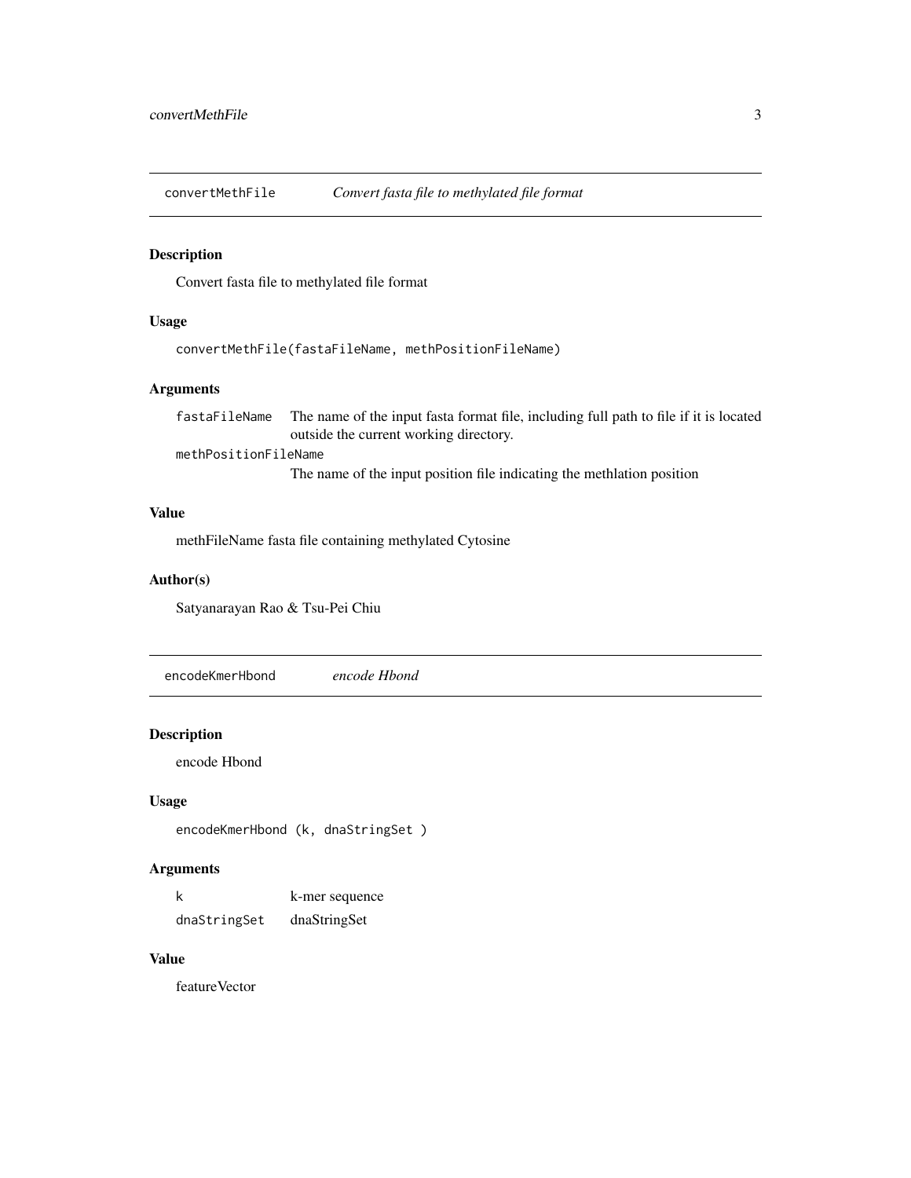## convertMethFile *Convert fasta file to methylated file format*

### Description

Convert fasta file to methylated file format

### Usage

```
convertMethFile(fastaFileName, methPositionFileName)
```

### Arguments

| | |
|---|---|
| fastaFileName | The name of the input fasta format file, including full path to file if it is located outside the current working directory. |
| methPositionFileName | The name of the input position file indicating the methlation position |

### Value

methFileName fasta file containing methylated Cytosine

### Author(s)

Satyanarayan Rao & Tsu-Pei Chiu

## encodeKmerHbond *encode Hbond*

### Description

encode Hbond

### Usage

```
encodeKmerHbond (k, dnaStringSet )
```

### Arguments

| | |
|---|---|
| k | k-mer sequence |
| dnaStringSet | dnaStringSet |

### Value

featureVector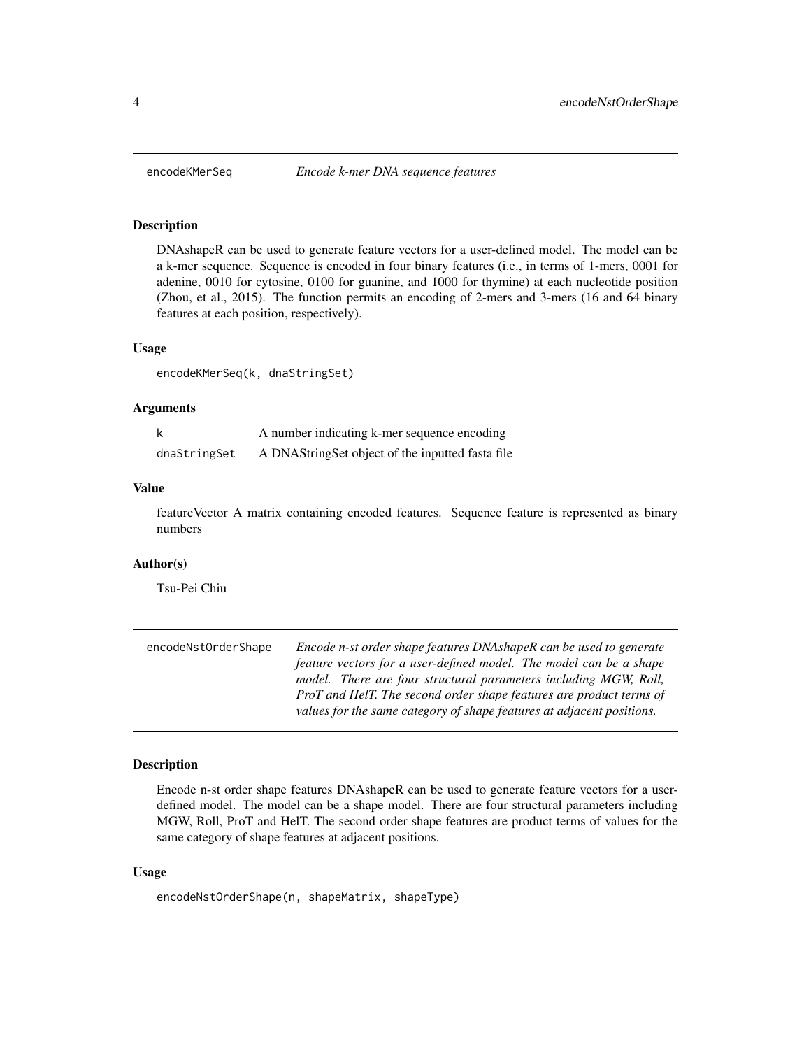## encodeKMerSeq — *Encode k-mer DNA sequence features*

### Description

DNAshapeR can be used to generate feature vectors for a user-defined model. The model can be a k-mer sequence. Sequence is encoded in four binary features (i.e., in terms of 1-mers, 0001 for adenine, 0010 for cytosine, 0100 for guanine, and 1000 for thymine) at each nucleotide position (Zhou, et al., 2015). The function permits an encoding of 2-mers and 3-mers (16 and 64 binary features at each position, respectively).

### Usage

```
encodeKMerSeq(k, dnaStringSet)
```

### Arguments

| | |
|---|---|
| k | A number indicating k-mer sequence encoding |
| dnaStringSet | A DNAStringSet object of the inputted fasta file |

### Value

featureVector A matrix containing encoded features. Sequence feature is represented as binary numbers

### Author(s)

Tsu-Pei Chiu

## encodeNstOrderShape — *Encode n-st order shape features DNAshapeR can be used to generate feature vectors for a user-defined model. The model can be a shape model. There are four structural parameters including MGW, Roll, ProT and HelT. The second order shape features are product terms of values for the same category of shape features at adjacent positions.*

### Description

Encode n-st order shape features DNAshapeR can be used to generate feature vectors for a user-defined model. The model can be a shape model. There are four structural parameters including MGW, Roll, ProT and HelT. The second order shape features are product terms of values for the same category of shape features at adjacent positions.

### Usage

```
encodeNstOrderShape(n, shapeMatrix, shapeType)
```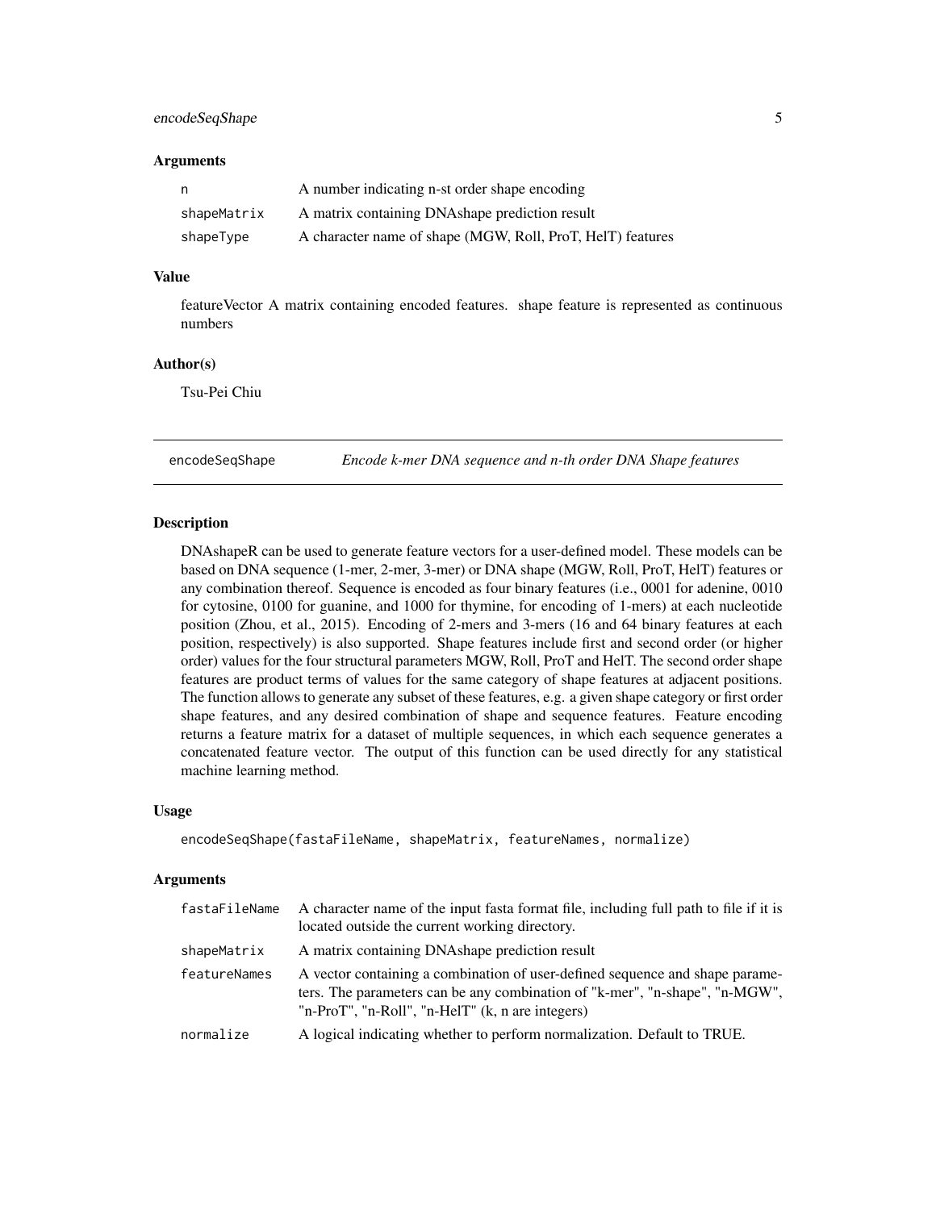### Arguments

| | |
|---|---|
| n | A number indicating n-st order shape encoding |
| shapeMatrix | A matrix containing DNAshape prediction result |
| shapeType | A character name of shape (MGW, Roll, ProT, HelT) features |

### Value

featureVector A matrix containing encoded features. shape feature is represented as continuous numbers

### Author(s)

Tsu-Pei Chiu

---

## encodeSeqShape *Encode k-mer DNA sequence and n-th order DNA Shape features*

---

### Description

DNAshapeR can be used to generate feature vectors for a user-defined model. These models can be based on DNA sequence (1-mer, 2-mer, 3-mer) or DNA shape (MGW, Roll, ProT, HelT) features or any combination thereof. Sequence is encoded as four binary features (i.e., 0001 for adenine, 0010 for cytosine, 0100 for guanine, and 1000 for thymine, for encoding of 1-mers) at each nucleotide position (Zhou, et al., 2015). Encoding of 2-mers and 3-mers (16 and 64 binary features at each position, respectively) is also supported. Shape features include first and second order (or higher order) values for the four structural parameters MGW, Roll, ProT and HelT. The second order shape features are product terms of values for the same category of shape features at adjacent positions. The function allows to generate any subset of these features, e.g. a given shape category or first order shape features, and any desired combination of shape and sequence features. Feature encoding returns a feature matrix for a dataset of multiple sequences, in which each sequence generates a concatenated feature vector. The output of this function can be used directly for any statistical machine learning method.

### Usage

```
encodeSeqShape(fastaFileName, shapeMatrix, featureNames, normalize)
```

### Arguments

| | |
|---|---|
| fastaFileName | A character name of the input fasta format file, including full path to file if it is located outside the current working directory. |
| shapeMatrix | A matrix containing DNAshape prediction result |
| featureNames | A vector containing a combination of user-defined sequence and shape parameters. The parameters can be any combination of "k-mer", "n-shape", "n-MGW", "n-ProT", "n-Roll", "n-HelT" (k, n are integers) |
| normalize | A logical indicating whether to perform normalization. Default to TRUE. |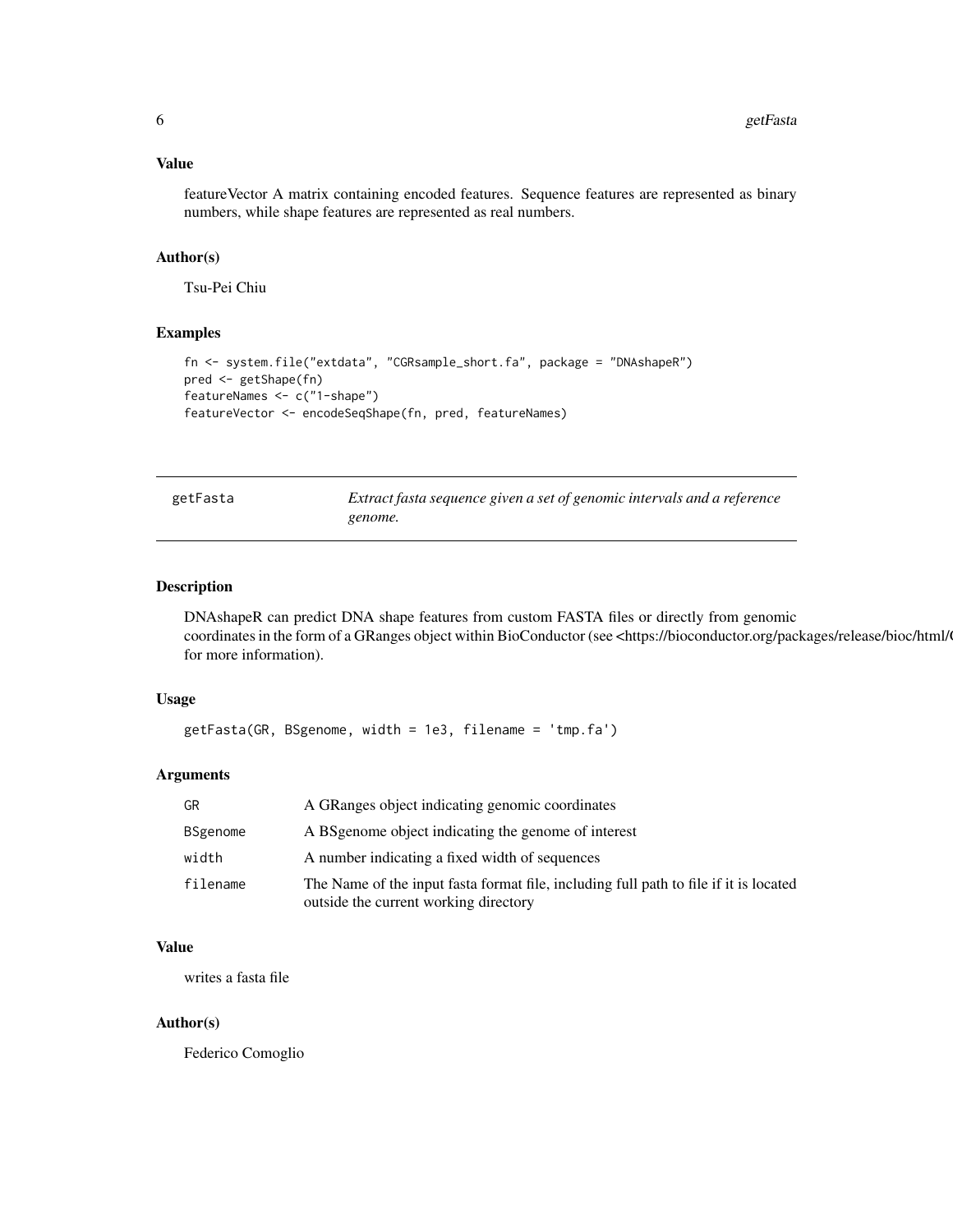### Value

featureVector A matrix containing encoded features. Sequence features are represented as binary numbers, while shape features are represented as real numbers.

### Author(s)

Tsu-Pei Chiu

### Examples

```
fn <- system.file("extdata", "CGRsample_short.fa", package = "DNAshapeR")
pred <- getShape(fn)
featureNames <- c("1-shape")
featureVector <- encodeSeqShape(fn, pred, featureNames)
```

---

## getFasta — *Extract fasta sequence given a set of genomic intervals and a reference genome.*

---

### Description

DNAshapeR can predict DNA shape features from custom FASTA files or directly from genomic coordinates in the form of a GRanges object within BioConductor (see <https://bioconductor.org/packages/release/bioc/html/(
for more information).

### Usage

```
getFasta(GR, BSgenome, width = 1e3, filename = 'tmp.fa')
```

### Arguments

| | |
|---|---|
| GR | A GRanges object indicating genomic coordinates |
| BSgenome | A BSgenome object indicating the genome of interest |
| width | A number indicating a fixed width of sequences |
| filename | The Name of the input fasta format file, including full path to file if it is located outside the current working directory |

### Value

writes a fasta file

### Author(s)

Federico Comoglio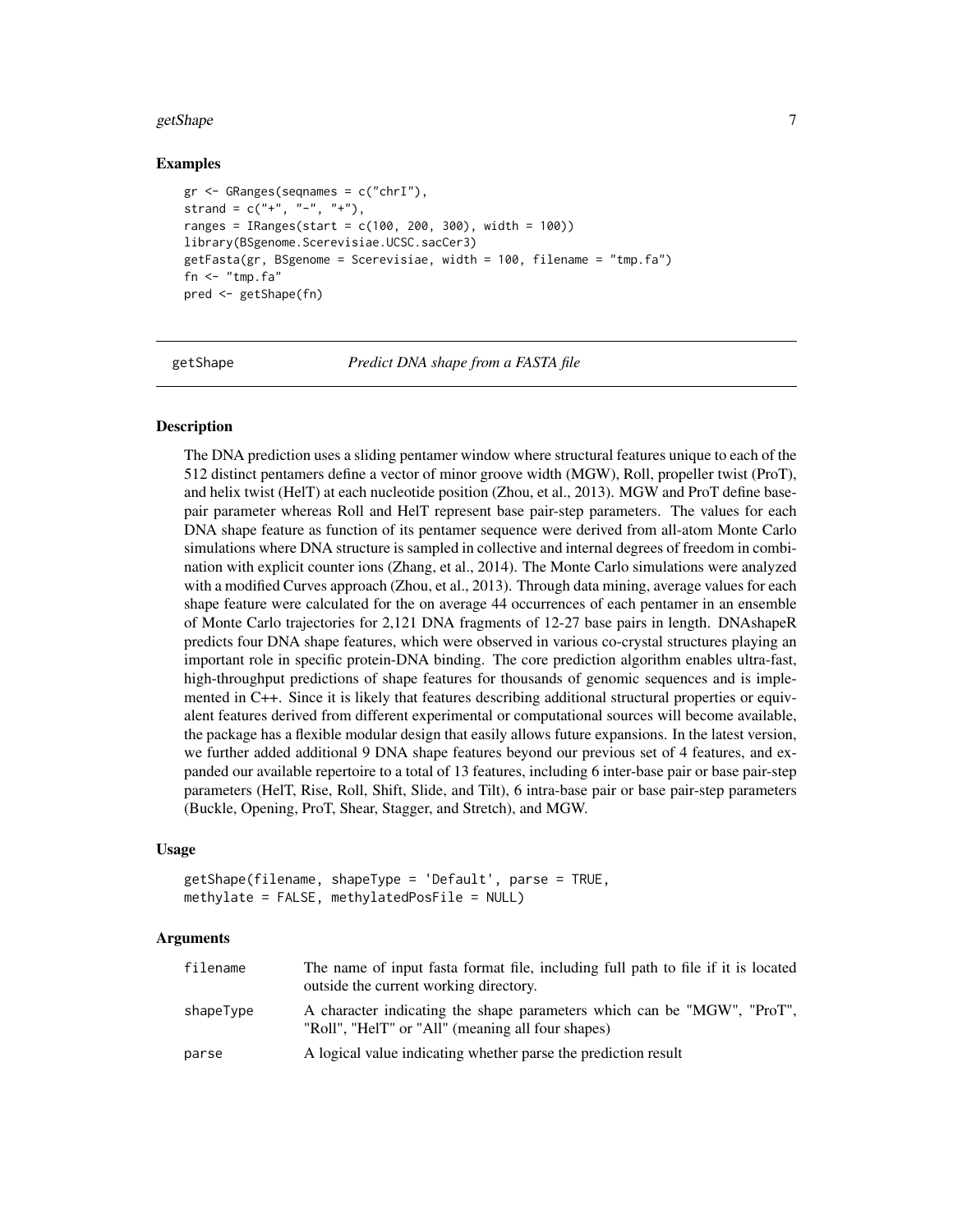### Examples

```
gr <- GRanges(seqnames = c("chrI"),
strand = c("+", "-", "+"),
ranges = IRanges(start = c(100, 200, 300), width = 100))
library(BSgenome.Scerevisiae.UCSC.sacCer3)
getFasta(gr, BSgenome = Scerevisiae, width = 100, filename = "tmp.fa")
fn <- "tmp.fa"
pred <- getShape(fn)
```

---

## getShape — *Predict DNA shape from a FASTA file*

### Description

The DNA prediction uses a sliding pentamer window where structural features unique to each of the 512 distinct pentamers define a vector of minor groove width (MGW), Roll, propeller twist (ProT), and helix twist (HelT) at each nucleotide position (Zhou, et al., 2013). MGW and ProT define base-pair parameter whereas Roll and HelT represent base pair-step parameters. The values for each DNA shape feature as function of its pentamer sequence were derived from all-atom Monte Carlo simulations where DNA structure is sampled in collective and internal degrees of freedom in combination with explicit counter ions (Zhang, et al., 2014). The Monte Carlo simulations were analyzed with a modified Curves approach (Zhou, et al., 2013). Through data mining, average values for each shape feature were calculated for the on average 44 occurrences of each pentamer in an ensemble of Monte Carlo trajectories for 2,121 DNA fragments of 12-27 base pairs in length. DNAshapeR predicts four DNA shape features, which were observed in various co-crystal structures playing an important role in specific protein-DNA binding. The core prediction algorithm enables ultra-fast, high-throughput predictions of shape features for thousands of genomic sequences and is implemented in C++. Since it is likely that features describing additional structural properties or equivalent features derived from different experimental or computational sources will become available, the package has a flexible modular design that easily allows future expansions. In the latest version, we further added additional 9 DNA shape features beyond our previous set of 4 features, and expanded our available repertoire to a total of 13 features, including 6 inter-base pair or base pair-step parameters (HelT, Rise, Roll, Shift, Slide, and Tilt), 6 intra-base pair or base pair-step parameters (Buckle, Opening, ProT, Shear, Stagger, and Stretch), and MGW.

### Usage

```
getShape(filename, shapeType = 'Default', parse = TRUE,
methylate = FALSE, methylatedPosFile = NULL)
```

### Arguments

| Argument | Description |
|---|---|
| filename | The name of input fasta format file, including full path to file if it is located outside the current working directory. |
| shapeType | A character indicating the shape parameters which can be "MGW", "ProT", "Roll", "HelT" or "All" (meaning all four shapes) |
| parse | A logical value indicating whether parse the prediction result |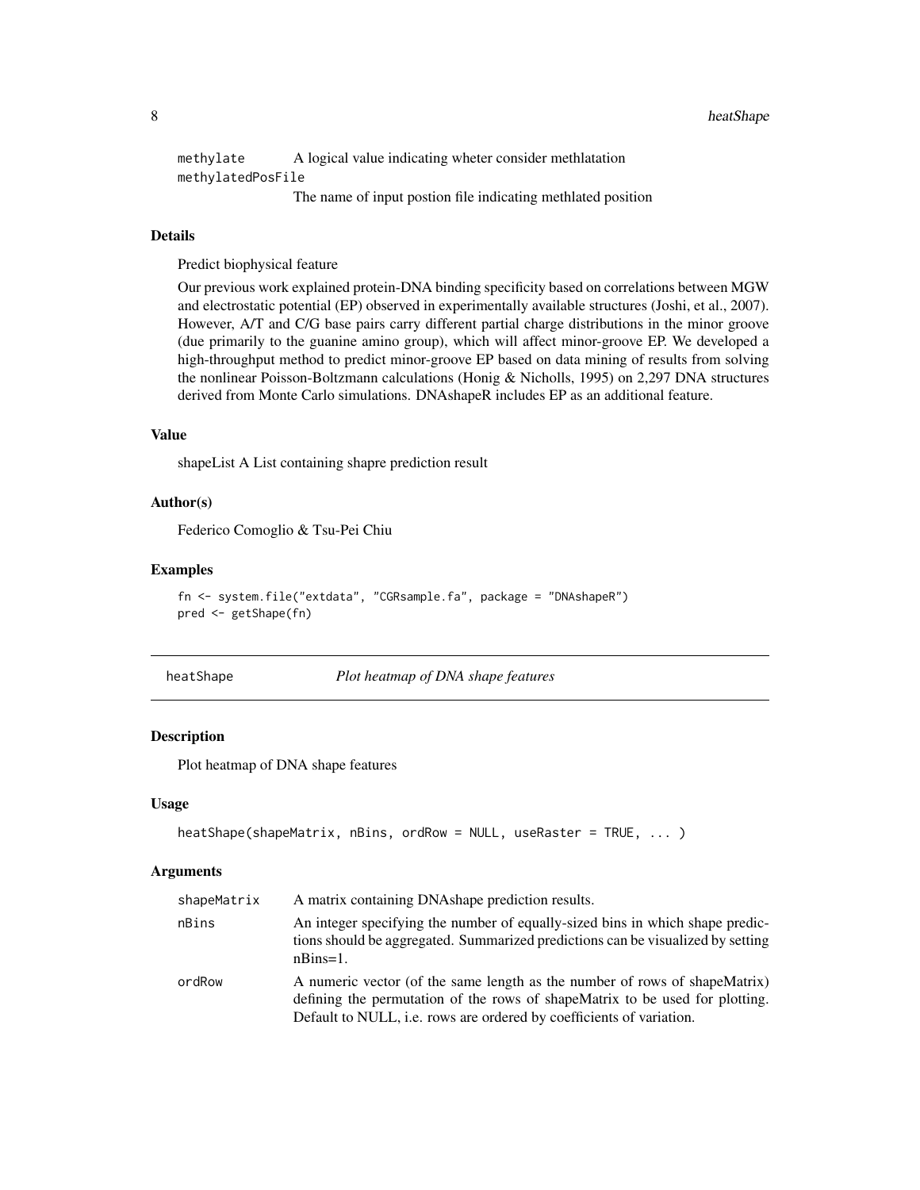| | |
|---|---|
| methylate | A logical value indicating wheter consider methlatation |
| methylatedPosFile | The name of input postion file indicating methlated position |

### Details

Predict biophysical feature

Our previous work explained protein-DNA binding specificity based on correlations between MGW and electrostatic potential (EP) observed in experimentally available structures (Joshi, et al., 2007). However, A/T and C/G base pairs carry different partial charge distributions in the minor groove (due primarily to the guanine amino group), which will affect minor-groove EP. We developed a high-throughput method to predict minor-groove EP based on data mining of results from solving the nonlinear Poisson-Boltzmann calculations (Honig & Nicholls, 1995) on 2,297 DNA structures derived from Monte Carlo simulations. DNAshapeR includes EP as an additional feature.

### Value

shapeList A List containing shapre prediction result

### Author(s)

Federico Comoglio & Tsu-Pei Chiu

### Examples

```
fn <- system.file("extdata", "CGRsample.fa", package = "DNAshapeR")
pred <- getShape(fn)
```

## heatShape *Plot heatmap of DNA shape features*

### Description

Plot heatmap of DNA shape features

### Usage

```
heatShape(shapeMatrix, nBins, ordRow = NULL, useRaster = TRUE, ... )
```

### Arguments

| | |
|---|---|
| shapeMatrix | A matrix containing DNAshape prediction results. |
| nBins | An integer specifying the number of equally-sized bins in which shape predictions should be aggregated. Summarized predictions can be visualized by setting nBins=1. |
| ordRow | A numeric vector (of the same length as the number of rows of shapeMatrix) defining the permutation of the rows of shapeMatrix to be used for plotting. Default to NULL, i.e. rows are ordered by coefficients of variation. |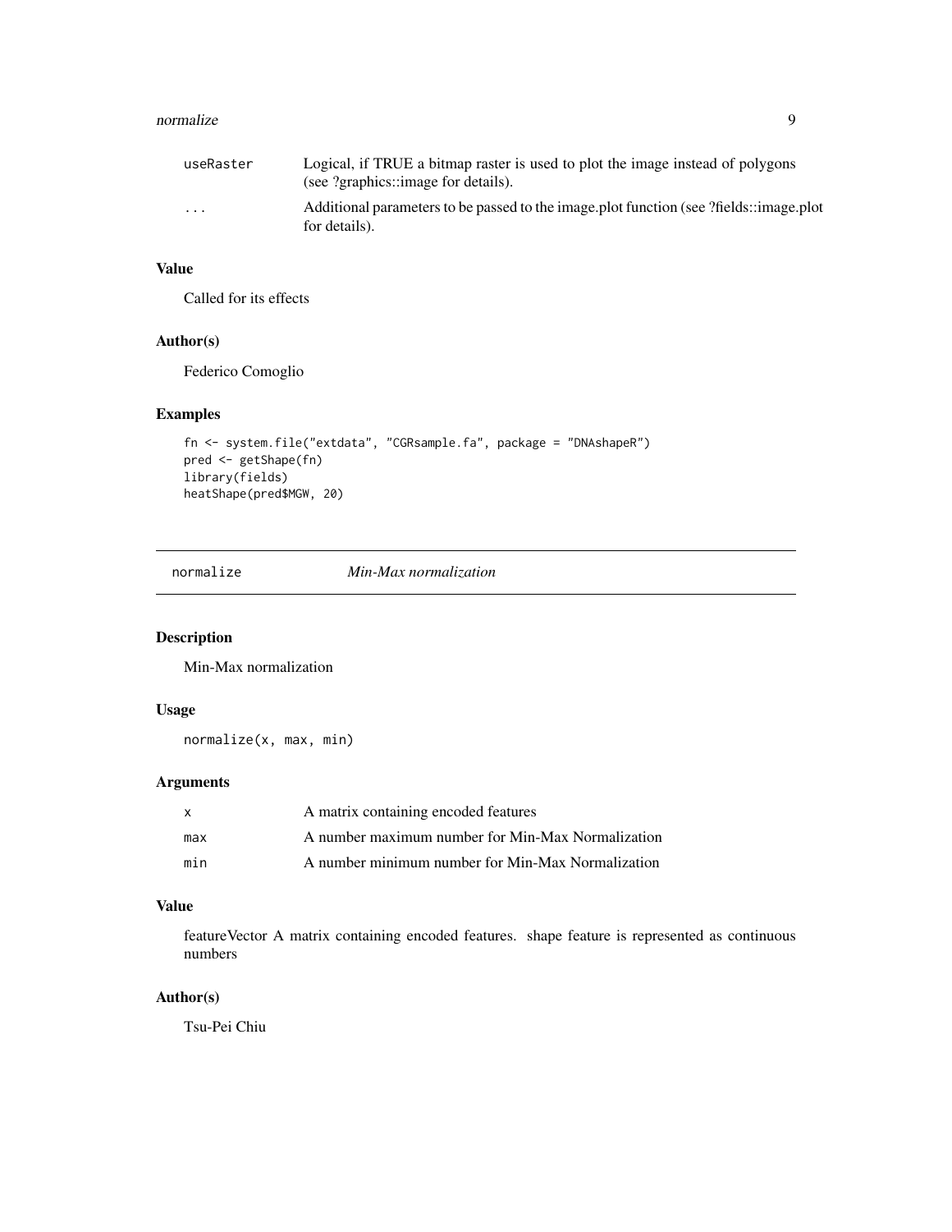| | |
|---|---|
| useRaster | Logical, if TRUE a bitmap raster is used to plot the image instead of polygons (see ?graphics::image for details). |
| ... | Additional parameters to be passed to the image.plot function (see ?fields::image.plot for details). |

### Value

Called for its effects

### Author(s)

Federico Comoglio

### Examples

```
fn <- system.file("extdata", "CGRsample.fa", package = "DNAshapeR")
pred <- getShape(fn)
library(fields)
heatShape(pred$MGW, 20)
```

---

## normalize *Min-Max normalization*

### Description

Min-Max normalization

### Usage

```
normalize(x, max, min)
```

### Arguments

| | |
|---|---|
| x | A matrix containing encoded features |
| max | A number maximum number for Min-Max Normalization |
| min | A number minimum number for Min-Max Normalization |

### Value

featureVector A matrix containing encoded features. shape feature is represented as continuous numbers

### Author(s)

Tsu-Pei Chiu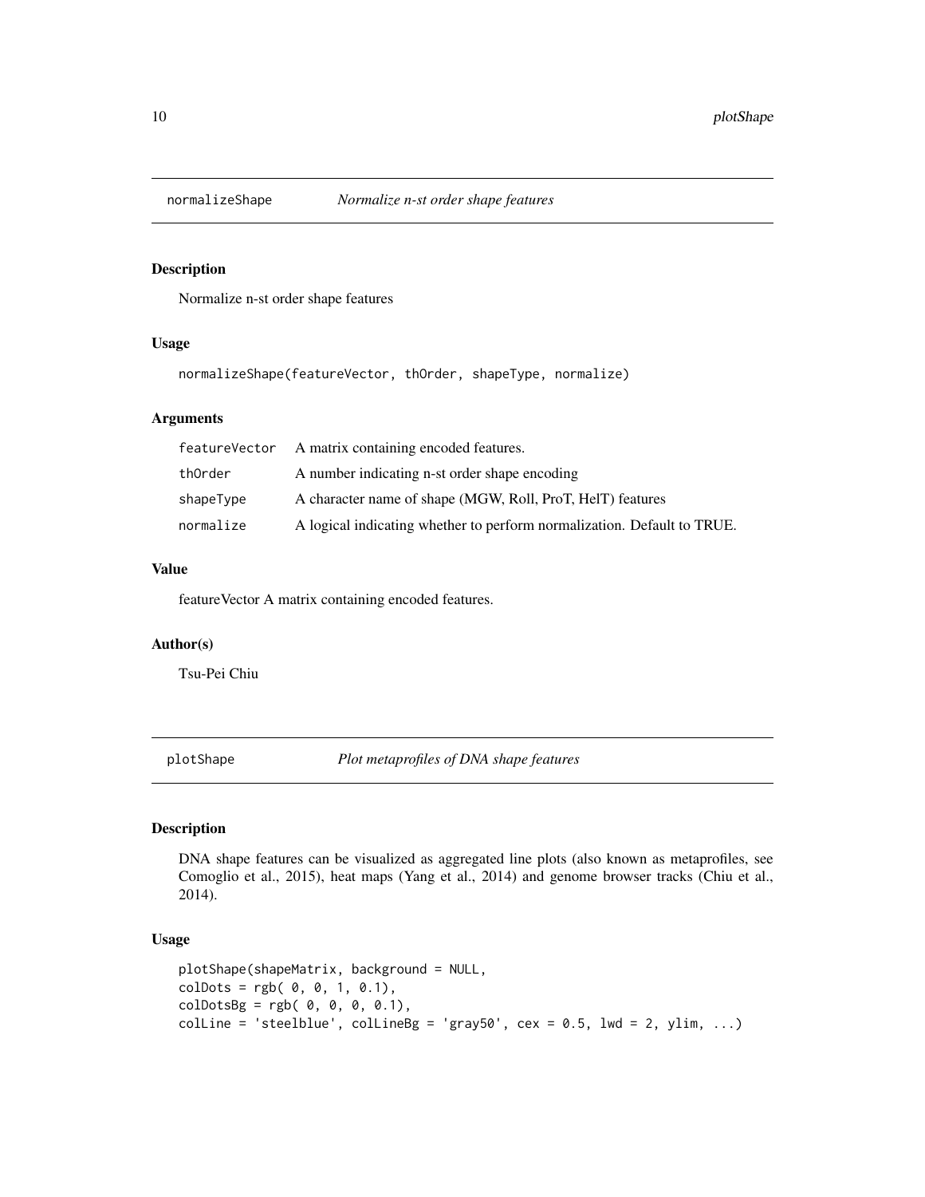## normalizeShape *Normalize n-st order shape features*

### Description

Normalize n-st order shape features

### Usage

```
normalizeShape(featureVector, thOrder, shapeType, normalize)
```

### Arguments

| | |
|---|---|
| featureVector | A matrix containing encoded features. |
| thOrder | A number indicating n-st order shape encoding |
| shapeType | A character name of shape (MGW, Roll, ProT, HelT) features |
| normalize | A logical indicating whether to perform normalization. Default to TRUE. |

### Value

featureVector A matrix containing encoded features.

### Author(s)

Tsu-Pei Chiu

## plotShape *Plot metaprofiles of DNA shape features*

### Description

DNA shape features can be visualized as aggregated line plots (also known as metaprofiles, see Comoglio et al., 2015), heat maps (Yang et al., 2014) and genome browser tracks (Chiu et al., 2014).

### Usage

```
plotShape(shapeMatrix, background = NULL,
colDots = rgb( 0, 0, 1, 0.1),
colDotsBg = rgb( 0, 0, 0, 0.1),
colLine = 'steelblue', colLineBg = 'gray50', cex = 0.5, lwd = 2, ylim, ...)
```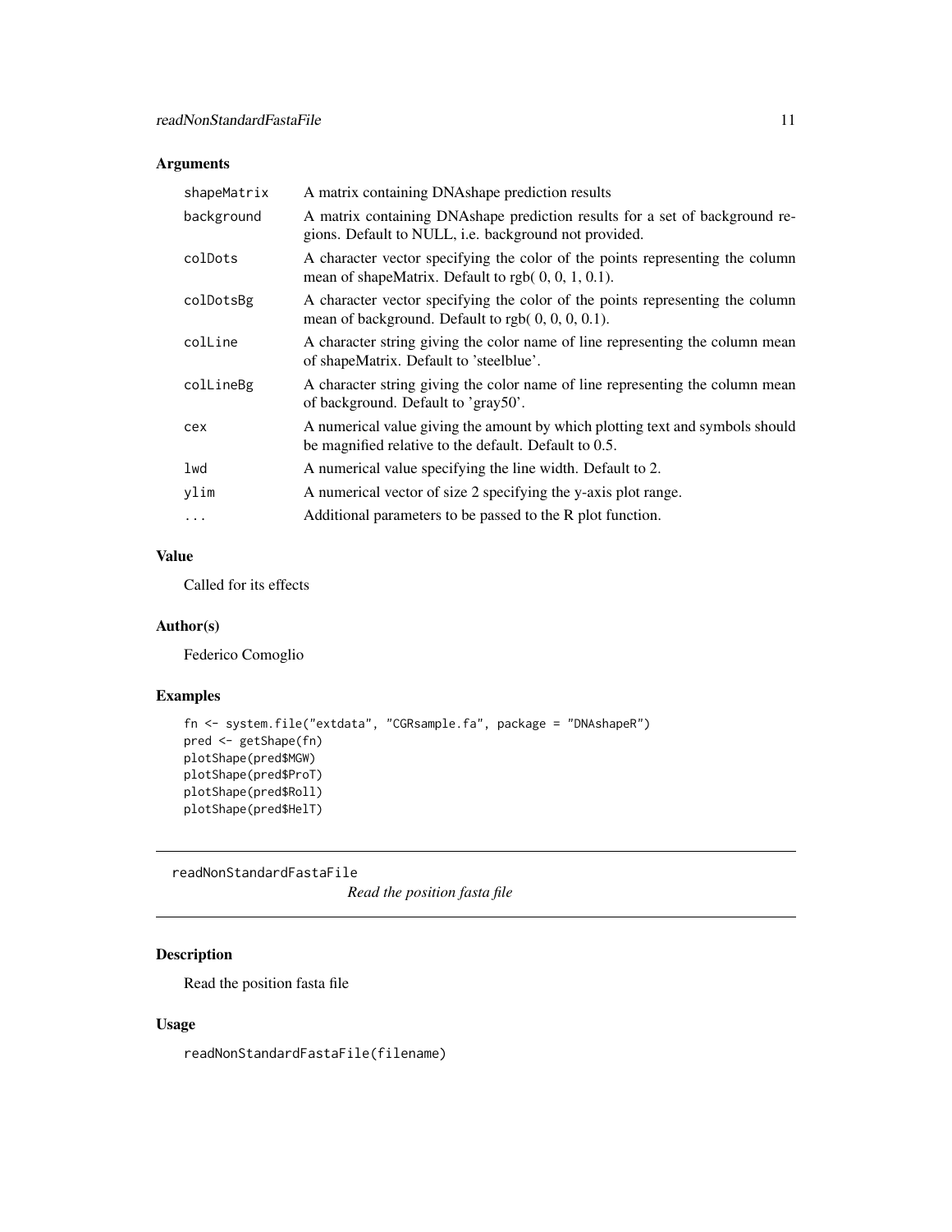## Arguments

| | |
|---|---|
| shapeMatrix | A matrix containing DNAshape prediction results |
| background | A matrix containing DNAshape prediction results for a set of background regions. Default to NULL, i.e. background not provided. |
| colDots | A character vector specifying the color of the points representing the column mean of shapeMatrix. Default to rgb( 0, 0, 1, 0.1). |
| colDotsBg | A character vector specifying the color of the points representing the column mean of background. Default to rgb( 0, 0, 0, 0.1). |
| colLine | A character string giving the color name of line representing the column mean of shapeMatrix. Default to 'steelblue'. |
| colLineBg | A character string giving the color name of line representing the column mean of background. Default to 'gray50'. |
| cex | A numerical value giving the amount by which plotting text and symbols should be magnified relative to the default. Default to 0.5. |
| lwd | A numerical value specifying the line width. Default to 2. |
| ylim | A numerical vector of size 2 specifying the y-axis plot range. |
| ... | Additional parameters to be passed to the R plot function. |

## Value

Called for its effects

## Author(s)

Federico Comoglio

## Examples

```
fn <- system.file("extdata", "CGRsample.fa", package = "DNAshapeR")
pred <- getShape(fn)
plotShape(pred$MGW)
plotShape(pred$ProT)
plotShape(pred$Roll)
plotShape(pred$HelT)
```

---

# readNonStandardFastaFile    *Read the position fasta file*

---

## Description

Read the position fasta file

## Usage

```
readNonStandardFastaFile(filename)
```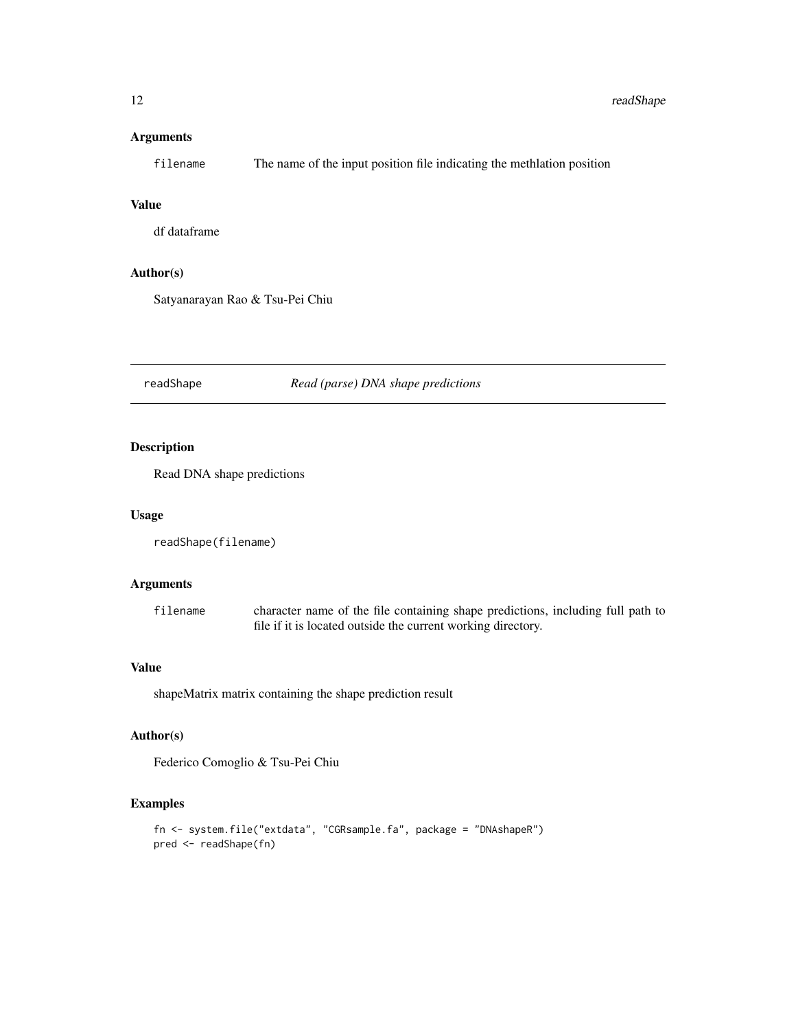### Arguments

filename The name of the input position file indicating the methlation position

### Value

df dataframe

### Author(s)

Satyanarayan Rao & Tsu-Pei Chiu

---

## readShape *Read (parse) DNA shape predictions*

---

### Description

Read DNA shape predictions

### Usage

```
readShape(filename)
```

### Arguments

filename character name of the file containing shape predictions, including full path to file if it is located outside the current working directory.

### Value

shapeMatrix matrix containing the shape prediction result

### Author(s)

Federico Comoglio & Tsu-Pei Chiu

### Examples

```
fn <- system.file("extdata", "CGRsample.fa", package = "DNAshapeR")
pred <- readShape(fn)
```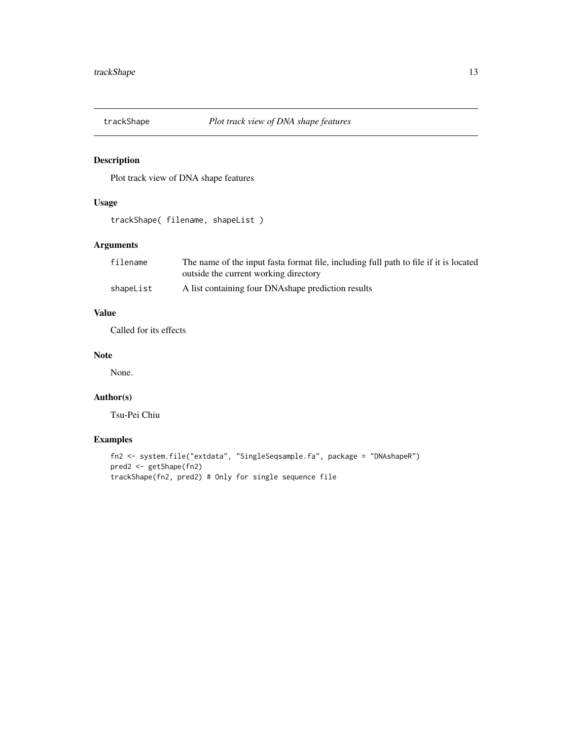## trackShape    *Plot track view of DNA shape features*

### Description

Plot track view of DNA shape features

### Usage

```
trackShape( filename, shapeList )
```

### Arguments

| | |
|---|---|
| filename | The name of the input fasta format file, including full path to file if it is located outside the current working directory |
| shapeList | A list containing four DNAshape prediction results |

### Value

Called for its effects

### Note

None.

### Author(s)

Tsu-Pei Chiu

### Examples

```
fn2 <- system.file("extdata", "SingleSeqsample.fa", package = "DNAshapeR")
pred2 <- getShape(fn2)
trackShape(fn2, pred2) # Only for single sequence file
```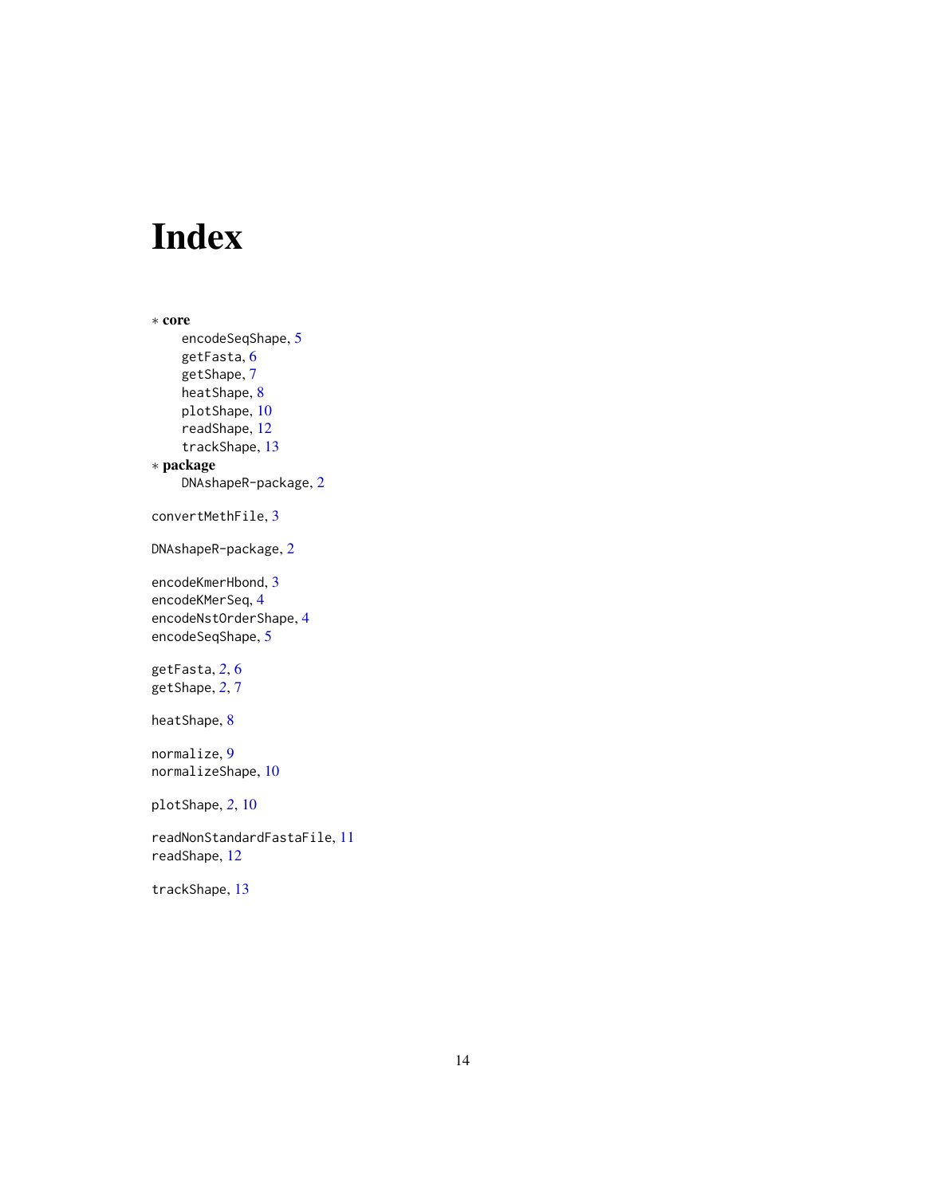# Index

∗ **core**

encodeSeqShape, 5
getFasta, 6
getShape, 7
heatShape, 8
plotShape, 10
readShape, 12
trackShape, 13

∗ **package**

DNAshapeR-package, 2

convertMethFile, 3

DNAshapeR-package, 2

encodeKmerHbond, 3
encodeKMerSeq, 4
encodeNstOrderShape, 4
encodeSeqShape, 5

getFasta, *2*, 6
getShape, *2*, 7

heatShape, 8

normalize, 9
normalizeShape, 10

plotShape, *2*, 10

readNonStandardFastaFile, 11
readShape, 12

trackShape, 13